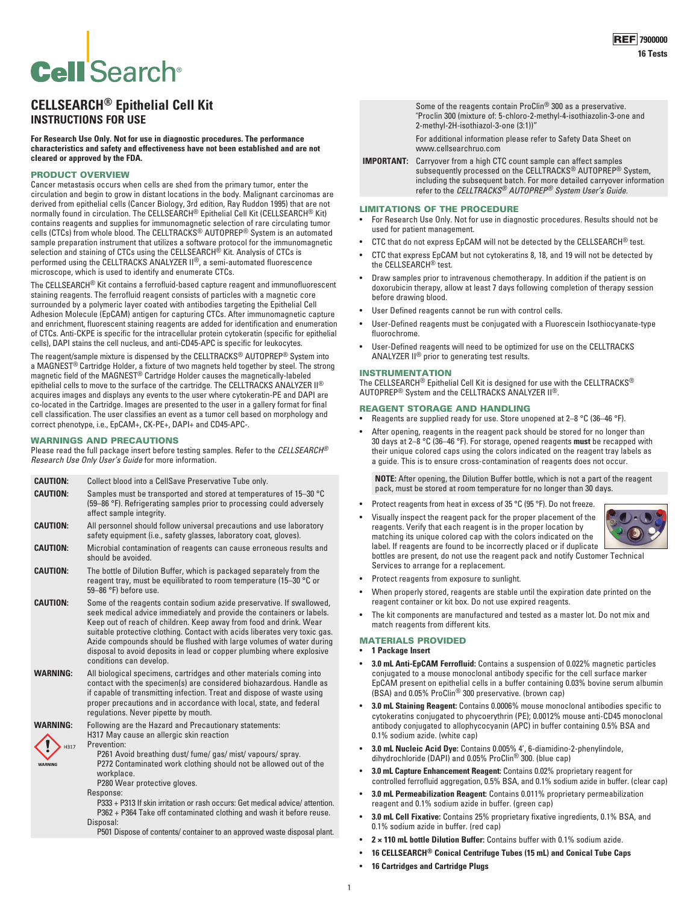REF 7900000
16 Tests

# CELLSEARCH® Epithelial Cell Kit
## INSTRUCTIONS FOR USE

**For Research Use Only. Not for use in diagnostic procedures. The performance characteristics and safety and effectiveness have not been established and are not cleared or approved by the FDA.**

## PRODUCT OVERVIEW

Cancer metastasis occurs when cells are shed from the primary tumor, enter the circulation and begin to grow in distant locations in the body. Malignant carcinomas are derived from epithelial cells (Cancer Biology, 3rd edition, Ray Ruddon 1995) that are not normally found in circulation. The CELLSEARCH® Epithelial Cell Kit (CELLSEARCH® Kit) contains reagents and supplies for immunomagnetic selection of rare circulating tumor cells (CTCs) from whole blood. The CELLTRACKS® AUTOPREP® System is an automated sample preparation instrument that utilizes a software protocol for the immunomagnetic selection and staining of CTCs using the CELLSEARCH® Kit. Analysis of CTCs is performed using the CELLTRACKS ANALYZER II®, a semi-automated fluorescence microscope, which is used to identify and enumerate CTCs.

The CELLSEARCH® Kit contains a ferrofluid-based capture reagent and immunofluorescent staining reagents. The ferrofluid reagent consists of particles with a magnetic core surrounded by a polymeric layer coated with antibodies targeting the Epithelial Cell Adhesion Molecule (EpCAM) antigen for capturing CTCs. After immunomagnetic capture and enrichment, fluorescent staining reagents are added for identification and enumeration of CTCs. Anti-CKPE is specific for the intracellular protein cytokeratin (specific for epithelial cells), DAPI stains the cell nucleus, and anti-CD45-APC is specific for leukocytes.

The reagent/sample mixture is dispensed by the CELLTRACKS® AUTOPREP® System into a MAGNEST® Cartridge Holder, a fixture of two magnets held together by steel. The strong magnetic field of the MAGNEST® Cartridge Holder causes the magnetically-labeled epithelial cells to move to the surface of the cartridge. The CELLTRACKS ANALYZER II® acquires images and displays any events to the user where cytokeratin-PE and DAPI are co-located in the Cartridge. Images are presented to the user in a gallery format for final cell classification. The user classifies an event as a tumor cell based on morphology and correct phenotype, i.e., EpCAM+, CK-PE+, DAPI+ and CD45-APC-.

## WARNINGS AND PRECAUTIONS

Please read the full package insert before testing samples. Refer to the *CELLSEARCH® Research Use Only User's Guide* for more information.

**CAUTION:** Collect blood into a CellSave Preservative Tube only.

**CAUTION:** Samples must be transported and stored at temperatures of 15–30 °C (59–86 °F). Refrigerating samples prior to processing could adversely affect sample integrity.

**CAUTION:** All personnel should follow universal precautions and use laboratory safety equipment (i.e., safety glasses, laboratory coat, gloves).

**CAUTION:** Microbial contamination of reagents can cause erroneous results and should be avoided.

**CAUTION:** The bottle of Dilution Buffer, which is packaged separately from the reagent tray, must be equilibrated to room temperature (15–30 °C or 59–86 °F) before use.

**CAUTION:** Some of the reagents contain sodium azide preservative. If swallowed, seek medical advice immediately and provide the containers or labels. Keep out of reach of children. Keep away from food and drink. Wear suitable protective clothing. Contact with acids liberates very toxic gas. Azide compounds should be flushed with large volumes of water during disposal to avoid deposits in lead or copper plumbing where explosive conditions can develop.

**WARNING:** All biological specimens, cartridges and other materials coming into contact with the specimen(s) are considered biohazardous. Handle as if capable of transmitting infection. Treat and dispose of waste using proper precautions and in accordance with local, state, and federal regulations. Never pipette by mouth.

**WARNING:** Following are the Hazard and Precautionary statements:
H317 May cause an allergic skin reaction

H317 WARNING

Prevention:
- P261 Avoid breathing dust/ fume/ gas/ mist/ vapours/ spray.
- P272 Contaminated work clothing should not be allowed out of the workplace.
- P280 Wear protective gloves.

Response:
- P333 + P313 If skin irritation or rash occurs: Get medical advice/ attention.
- P362 + P364 Take off contaminated clothing and wash it before reuse.

Disposal:
- P501 Dispose of contents/ container to an approved waste disposal plant.

Some of the reagents contain ProClin® 300 as a preservative. "Proclin 300 (mixture of: 5-chloro-2-methyl-4-isothiazolin-3-one and 2-methyl-2H-isothiazol-3-one (3:1))"

For additional information please refer to Safety Data Sheet on www.cellsearchruo.com

**IMPORTANT:** Carryover from a high CTC count sample can affect samples subsequently processed on the CELLTRACKS® AUTOPREP® System, including the subsequent batch. For more detailed carryover information refer to the *CELLTRACKS® AUTOPREP® System User's Guide.*

## LIMITATIONS OF THE PROCEDURE

- For Research Use Only. Not for use in diagnostic procedures. Results should not be used for patient management.
- CTC that do not express EpCAM will not be detected by the CELLSEARCH® test.
- CTC that express EpCAM but not cytokeratins 8, 18, and 19 will not be detected by the CELLSEARCH® test.
- Draw samples prior to intravenous chemotherapy. In addition if the patient is on doxorubicin therapy, allow at least 7 days following completion of therapy session before drawing blood.
- User Defined reagents cannot be run with control cells.
- User-Defined reagents must be conjugated with a Fluorescein Isothiocyanate-type fluorochrome.
- User-Defined reagents will need to be optimized for use on the CELLTRACKS ANALYZER II® prior to generating test results.

## INSTRUMENTATION

The CELLSEARCH® Epithelial Cell Kit is designed for use with the CELLTRACKS® AUTOPREP® System and the CELLTRACKS ANALYZER II®.

## REAGENT STORAGE AND HANDLING

- Reagents are supplied ready for use. Store unopened at 2–8 °C (36–46 °F).
- After opening, reagents in the reagent pack should be stored for no longer than 30 days at 2–8 °C (36–46 °F). For storage, opened reagents **must** be recapped with their unique colored caps using the colors indicated on the reagent tray labels as a guide. This is to ensure cross-contamination of reagents does not occur.

**NOTE:** After opening, the Dilution Buffer bottle, which is not a part of the reagent pack, must be stored at room temperature for no longer than 30 days.

- Protect reagents from heat in excess of 35 °C (95 °F). Do not freeze.
- Visually inspect the reagent pack for the proper placement of the reagents. Verify that each reagent is in the proper location by matching its unique colored cap with the colors indicated on the label. If reagents are found to be incorrectly placed or if duplicate bottles are present, do not use the reagent pack and notify Customer Technical Services to arrange for a replacement.
- Protect reagents from exposure to sunlight.
- When properly stored, reagents are stable until the expiration date printed on the reagent container or kit box. Do not use expired reagents.
- The kit components are manufactured and tested as a master lot. Do not mix and match reagents from different kits.

## MATERIALS PROVIDED

- **1 Package Insert**
- **3.0 mL Anti-EpCAM Ferrofluid:** Contains a suspension of 0.022% magnetic particles conjugated to a mouse monoclonal antibody specific for the cell surface marker EpCAM present on epithelial cells in a buffer containing 0.03% bovine serum albumin (BSA) and 0.05% ProClin® 300 preservative. (brown cap)
- **3.0 mL Staining Reagent:** Contains 0.0006% mouse monoclonal antibodies specific to cytokeratins conjugated to phycoerythrin (PE); 0.0012% mouse anti-CD45 monoclonal antibody conjugated to allophycocyanin (APC) in buffer containing 0.5% BSA and 0.1% sodium azide. (white cap)
- **3.0 mL Nucleic Acid Dye:** Contains 0.005% 4', 6-diamidino-2-phenylindole, dihydrochloride (DAPI) and 0.05% ProClin® 300. (blue cap)
- **3.0 mL Capture Enhancement Reagent:** Contains 0.02% proprietary reagent for controlled ferrofluid aggregation, 0.5% BSA, and 0.1% sodium azide in buffer. (clear cap)
- **3.0 mL Permeabilization Reagent:** Contains 0.011% proprietary permeabilization reagent and 0.1% sodium azide in buffer. (green cap)
- **3.0 mL Cell Fixative:** Contains 25% proprietary fixative ingredients, 0.1% BSA, and 0.1% sodium azide in buffer. (red cap)
- **2 × 110 mL bottle Dilution Buffer:** Contains buffer with 0.1% sodium azide.
- **16 CELLSEARCH® Conical Centrifuge Tubes (15 mL) and Conical Tube Caps**
- **16 Cartridges and Cartridge Plugs**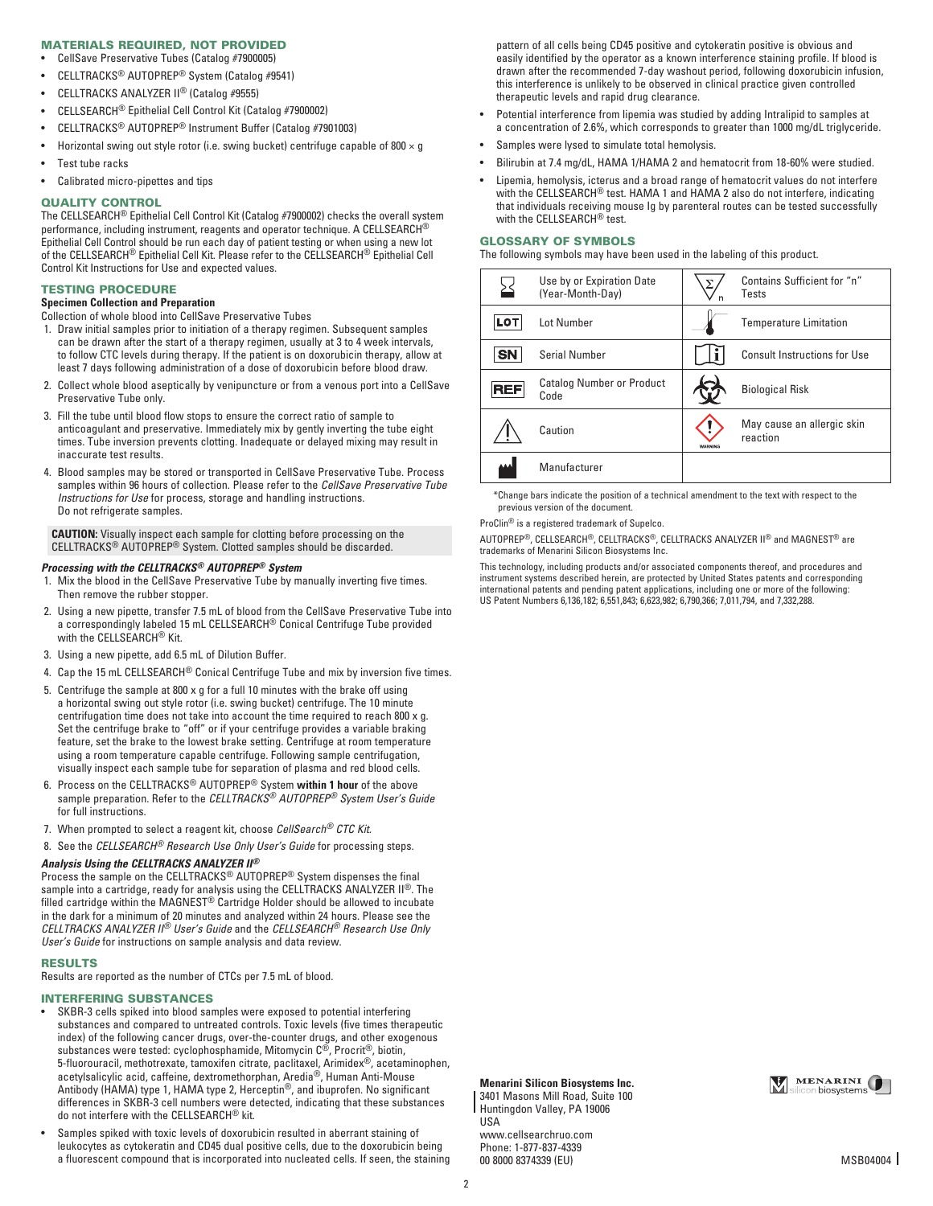## MATERIALS REQUIRED, NOT PROVIDED

- CellSave Preservative Tubes (Catalog #7900005)
- CELLTRACKS® AUTOPREP® System (Catalog #9541)
- CELLTRACKS ANALYZER II® (Catalog #9555)
- CELLSEARCH® Epithelial Cell Control Kit (Catalog #7900002)
- CELLTRACKS® AUTOPREP® Instrument Buffer (Catalog #7901003)
- Horizontal swing out style rotor (i.e. swing bucket) centrifuge capable of 800 × g
- Test tube racks
- Calibrated micro-pipettes and tips

## QUALITY CONTROL

The CELLSEARCH® Epithelial Cell Control Kit (Catalog #7900002) checks the overall system performance, including instrument, reagents and operator technique. A CELLSEARCH® Epithelial Cell Control should be run each day of patient testing or when using a new lot of the CELLSEARCH® Epithelial Cell Kit. Please refer to the CELLSEARCH® Epithelial Cell Control Kit Instructions for Use and expected values.

## TESTING PROCEDURE

### Specimen Collection and Preparation

Collection of whole blood into CellSave Preservative Tubes

1. Draw initial samples prior to initiation of a therapy regimen. Subsequent samples can be drawn after the start of a therapy regimen, usually at 3 to 4 week intervals, to follow CTC levels during therapy. If the patient is on doxorubicin therapy, allow at least 7 days following administration of a dose of doxorubicin before blood draw.
2. Collect whole blood aseptically by venipuncture or from a venous port into a CellSave Preservative Tube only.
3. Fill the tube until blood flow stops to ensure the correct ratio of sample to anticoagulant and preservative. Immediately mix by gently inverting the tube eight times. Tube inversion prevents clotting. Inadequate or delayed mixing may result in inaccurate test results.
4. Blood samples may be stored or transported in CellSave Preservative Tube. Process samples within 96 hours of collection. Please refer to the *CellSave Preservative Tube Instructions for Use* for process, storage and handling instructions. Do not refrigerate samples.

**CAUTION:** Visually inspect each sample for clotting before processing on the CELLTRACKS® AUTOPREP® System. Clotted samples should be discarded.

### *Processing with the CELLTRACKS® AUTOPREP® System*

1. Mix the blood in the CellSave Preservative Tube by manually inverting five times. Then remove the rubber stopper.
2. Using a new pipette, transfer 7.5 mL of blood from the CellSave Preservative Tube into a correspondingly labeled 15 mL CELLSEARCH® Conical Centrifuge Tube provided with the CELLSEARCH® Kit.
3. Using a new pipette, add 6.5 mL of Dilution Buffer.
4. Cap the 15 mL CELLSEARCH® Conical Centrifuge Tube and mix by inversion five times.
5. Centrifuge the sample at 800 x g for a full 10 minutes with the brake off using a horizontal swing out style rotor (i.e. swing bucket) centrifuge. The 10 minute centrifugation time does not take into account the time required to reach 800 x g. Set the centrifuge brake to "off" or if your centrifuge provides a variable braking feature, set the brake to the lowest brake setting. Centrifuge at room temperature using a room temperature capable centrifuge. Following sample centrifugation, visually inspect each sample tube for separation of plasma and red blood cells.
6. Process on the CELLTRACKS® AUTOPREP® System **within 1 hour** of the above sample preparation. Refer to the *CELLTRACKS® AUTOPREP® System User's Guide* for full instructions.
7. When prompted to select a reagent kit, choose *CellSearch® CTC Kit*.
8. See the *CELLSEARCH® Research Use Only User's Guide* for processing steps.

### *Analysis Using the CELLTRACKS ANALYZER II®*

Process the sample on the CELLTRACKS® AUTOPREP® System dispenses the final sample into a cartridge, ready for analysis using the CELLTRACKS ANALYZER II®. The filled cartridge within the MAGNEST® Cartridge Holder should be allowed to incubate in the dark for a minimum of 20 minutes and analyzed within 24 hours. Please see the *CELLTRACKS ANALYZER II® User's Guide* and the *CELLSEARCH® Research Use Only User's Guide* for instructions on sample analysis and data review.

## RESULTS

Results are reported as the number of CTCs per 7.5 mL of blood.

## INTERFERING SUBSTANCES

- SKBR-3 cells spiked into blood samples were exposed to potential interfering substances and compared to untreated controls. Toxic levels (five times therapeutic index) of the following cancer drugs, over-the-counter drugs, and other exogenous substances were tested: cyclophosphamide, Mitomycin C®, Procrit®, biotin, 5-fluorouracil, methotrexate, tamoxifen citrate, paclitaxel, Arimidex®, acetaminophen, acetylsalicylic acid, caffeine, dextromethorphan, Aredia®, Human Anti-Mouse Antibody (HAMA) type 1, HAMA type 2, Herceptin®, and ibuprofen. No significant differences in SKBR-3 cell numbers were detected, indicating that these substances do not interfere with the CELLSEARCH® kit.
- Samples spiked with toxic levels of doxorubicin resulted in aberrant staining of leukocytes as cytokeratin and CD45 dual positive cells, due to the doxorubicin being a fluorescent compound that is incorporated into nucleated cells. If seen, the staining pattern of all cells being CD45 positive and cytokeratin positive is obvious and easily identified by the operator as a known interference staining profile. If blood is drawn after the recommended 7-day washout period, following doxorubicin infusion, this interference is unlikely to be observed in clinical practice given controlled therapeutic levels and rapid drug clearance.
- Potential interference from lipemia was studied by adding Intralipid to samples at a concentration of 2.6%, which corresponds to greater than 1000 mg/dL triglyceride.
- Samples were lysed to simulate total hemolysis.
- Bilirubin at 7.4 mg/dL, HAMA 1/HAMA 2 and hematocrit from 18-60% were studied.
- Lipemia, hemolysis, icterus and a broad range of hematocrit values do not interfere with the CELLSEARCH® test. HAMA 1 and HAMA 2 also do not interfere, indicating that individuals receiving mouse Ig by parenteral routes can be tested successfully with the CELLSEARCH® test.

## GLOSSARY OF SYMBOLS

The following symbols may have been used in the labeling of this product.

| | | | |
|---|---|---|---|
| ⌛ | Use by or Expiration Date (Year-Month-Day) | Σ n | Contains Sufficient for "n" Tests |
| LOT | Lot Number | 🌡 | Temperature Limitation |
| SN | Serial Number | i | Consult Instructions for Use |
| REF | Catalog Number or Product Code | ☣ | Biological Risk |
| ⚠ | Caution | ! WARNING | May cause an allergic skin reaction |
| 🏭 | Manufacturer | | |

*Change bars indicate the position of a technical amendment to the text with respect to the previous version of the document.

ProClin® is a registered trademark of Supelco.

AUTOPREP®, CELLSEARCH®, CELLTRACKS®, CELLTRACKS ANALYZER II® and MAGNEST® are trademarks of Menarini Silicon Biosystems Inc.

This technology, including products and/or associated components thereof, and procedures and instrument systems described herein, are protected by United States patents and corresponding international patents and pending patent applications, including one or more of the following: US Patent Numbers 6,136,182; 6,551,843; 6,623,982; 6,790,366; 7,011,794, and 7,332,288.

**Menarini Silicon Biosystems Inc.**
3401 Masons Mill Road, Suite 100
Huntingdon Valley, PA 19006
USA
www.cellsearchruo.com
Phone: 1-877-837-4339
00 8000 8374339 (EU)

MENARINI silicon biosystems

MSB04004